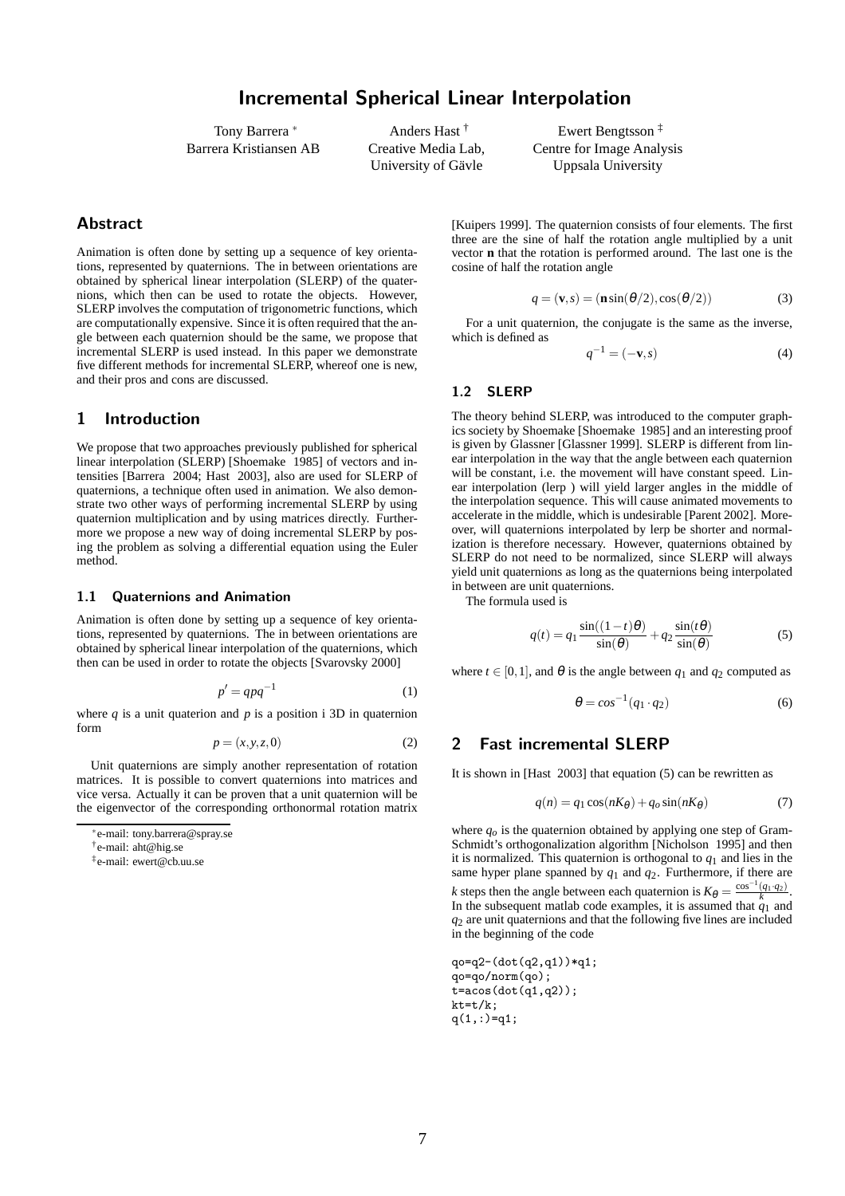# Incremental Spherical Linear Interpolation

Tony Barrera [*]
Barrera Kristiansen AB

Anders Hast [†]
Creative Media Lab,
University of Gävle

Ewert Bengtsson [‡]
Centre for Image Analysis
Uppsala University

## Abstract

Animation is often done by setting up a sequence of key orientations, represented by quaternions. The in between orientations are obtained by spherical linear interpolation (SLERP) of the quaternions, which then can be used to rotate the objects. However, SLERP involves the computation of trigonometric functions, which are computationally expensive. Since it is often required that the angle between each quaternion should be the same, we propose that incremental SLERP is used instead. In this paper we demonstrate five different methods for incremental SLERP, whereof one is new, and their pros and cons are discussed.

## 1 Introduction

We propose that two approaches previously published for spherical linear interpolation (SLERP) [Shoemake 1985] of vectors and intensities [Barrera 2004; Hast 2003], also are used for SLERP of quaternions, a technique often used in animation. We also demonstrate two other ways of performing incremental SLERP by using quaternion multiplication and by using matrices directly. Furthermore we propose a new way of doing incremental SLERP by posing the problem as solving a differential equation using the Euler method.

### 1.1 Quaternions and Animation

Animation is often done by setting up a sequence of key orientations, represented by quaternions. The in between orientations are obtained by spherical linear interpolation of the quaternions, which then can be used in order to rotate the objects [Svarovsky 2000]

$$p' = qpq^{-1} \tag{1}$$

where $q$ is a unit quaterion and $p$ is a position i 3D in quaternion form

$$p = (x, y, z, 0) \tag{2}$$

Unit quaternions are simply another representation of rotation matrices. It is possible to convert quaternions into matrices and vice versa. Actually it can be proven that a unit quaternion will be the eigenvector of the corresponding orthonormal rotation matrix [Kuipers 1999]. The quaternion consists of four elements. The first three are the sine of half the rotation angle multiplied by a unit vector **n** that the rotation is performed around. The last one is the cosine of half the rotation angle

$$q = (\mathbf{v}, s) = (\mathbf{n}\sin(\theta/2), \cos(\theta/2)) \tag{3}$$

For a unit quaternion, the conjugate is the same as the inverse, which is defined as

$$q^{-1} = (-\mathbf{v}, s) \tag{4}$$

### 1.2 SLERP

The theory behind SLERP, was introduced to the computer graphics society by Shoemake [Shoemake 1985] and an interesting proof is given by Glassner [Glassner 1999]. SLERP is different from linear interpolation in the way that the angle between each quaternion will be constant, i.e. the movement will have constant speed. Linear interpolation (lerp ) will yield larger angles in the middle of the interpolation sequence. This will cause animated movements to accelerate in the middle, which is undesirable [Parent 2002]. Moreover, will quaternions interpolated by lerp be shorter and normalization is therefore necessary. However, quaternions obtained by SLERP do not need to be normalized, since SLERP will always yield unit quaternions as long as the quaternions being interpolated in between are unit quaternions.

The formula used is

$$q(t) = q_1 \frac{\sin((1-t)\theta)}{\sin(\theta)} + q_2 \frac{\sin(t\theta)}{\sin(\theta)} \tag{5}$$

where $t \in [0, 1]$, and $\theta$ is the angle between $q_1$ and $q_2$ computed as

$$\theta = cos^{-1}(q_1 \cdot q_2) \tag{6}$$

## 2 Fast incremental SLERP

It is shown in [Hast 2003] that equation (5) can be rewritten as

$$q(n) = q_1 \cos(nK_\theta) + q_o \sin(nK_\theta) \tag{7}$$

where $q_o$ is the quaternion obtained by applying one step of Gram-Schmidt's orthogonalization algorithm [Nicholson 1995] and then it is normalized. This quaternion is orthogonal to $q_1$ and lies in the same hyper plane spanned by $q_1$ and $q_2$. Furthermore, if there are $k$ steps then the angle between each quaternion is $K_\theta = \frac{\cos^{-1}(q_1 \cdot q_2)}{k}$. In the subsequent matlab code examples, it is assumed that $q_1$ and $q_2$ are unit quaternions and that the following five lines are included in the beginning of the code

```
qo=q2-(dot(q2,q1))*q1;
qo=qo/norm(qo);
t=acos(dot(q1,q2));
kt=t/k;
q(1,:)=q1;
```

[*] e-mail: tony.barrera@spray.se
[†] e-mail: aht@hig.se
[‡] e-mail: ewert@cb.uu.se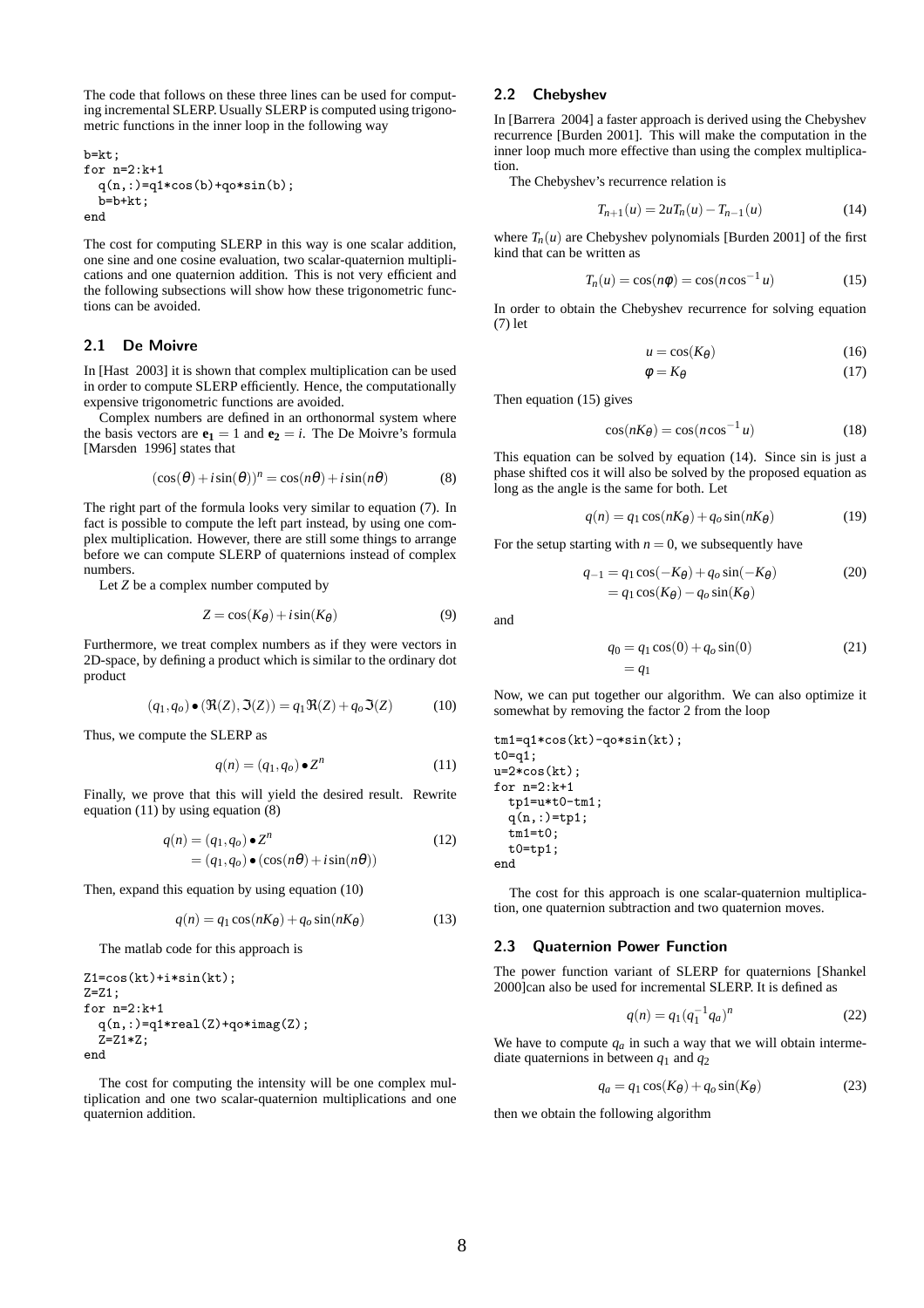The code that follows on these three lines can be used for computing incremental SLERP. Usually SLERP is computed using trigonometric functions in the inner loop in the following way

```
b=kt;
for n=2:k+1
  q(n,:)=q1*cos(b)+qo*sin(b);
  b=b+kt;
end
```

The cost for computing SLERP in this way is one scalar addition, one sine and one cosine evaluation, two scalar-quaternion multiplications and one quaternion addition. This is not very efficient and the following subsections will show how these trigonometric functions can be avoided.

### 2.1 De Moivre

In [Hast 2003] it is shown that complex multiplication can be used in order to compute SLERP efficiently. Hence, the computationally expensive trigonometric functions are avoided.

Complex numbers are defined in an orthonormal system where the basis vectors are $\mathbf{e_1} = 1$ and $\mathbf{e_2} = i$. The De Moivre's formula [Marsden 1996] states that

$$(\cos(\theta) + i\sin(\theta))^n = \cos(n\theta) + i\sin(n\theta) \tag{8}$$

The right part of the formula looks very similar to equation (7). In fact is possible to compute the left part instead, by using one complex multiplication. However, there are still some things to arrange before we can compute SLERP of quaternions instead of complex numbers.

Let $Z$ be a complex number computed by

$$Z = \cos(K_\theta) + i\sin(K_\theta) \tag{9}$$

Furthermore, we treat complex numbers as if they were vectors in 2D-space, by defining a product which is similar to the ordinary dot product

$$(q_1, q_o) \bullet (\Re(Z), \Im(Z)) = q_1\Re(Z) + q_o\Im(Z) \tag{10}$$

Thus, we compute the SLERP as

$$q(n) = (q_1, q_o) \bullet Z^n \tag{11}$$

Finally, we prove that this will yield the desired result. Rewrite equation (11) by using equation (8)

$$\begin{aligned} q(n) &= (q_1, q_o) \bullet Z^n \\ &= (q_1, q_o) \bullet (\cos(n\theta) + i\sin(n\theta)) \end{aligned} \tag{12}$$

Then, expand this equation by using equation (10)

$$q(n) = q_1\cos(nK_\theta) + q_o\sin(nK_\theta) \tag{13}$$

The matlab code for this approach is

```
Z1=cos(kt)+i*sin(kt);
Z=Z1;
for n=2:k+1
  q(n,:)=q1*real(Z)+qo*imag(Z);
  Z=Z1*Z;
end
```

The cost for computing the intensity will be one complex multiplication and one two scalar-quaternion multiplications and one quaternion addition.

### 2.2 Chebyshev

In [Barrera 2004] a faster approach is derived using the Chebyshev recurrence [Burden 2001]. This will make the computation in the inner loop much more effective than using the complex multiplication.

The Chebyshev's recurrence relation is

$$T_{n+1}(u) = 2uT_n(u) - T_{n-1}(u) \tag{14}$$

where $T_n(u)$ are Chebyshev polynomials [Burden 2001] of the first kind that can be written as

$$T_n(u) = \cos(n\phi) = \cos(n\cos^{-1}u) \tag{15}$$

In order to obtain the Chebyshev recurrence for solving equation (7) let

$$u = \cos(K_\theta) \tag{16}$$

$$\phi = K_\theta \tag{17}$$

Then equation (15) gives

$$\cos(nK_\theta) = \cos(n\cos^{-1}u) \tag{18}$$

This equation can be solved by equation (14). Since sin is just a phase shifted cos it will also be solved by the proposed equation as long as the angle is the same for both. Let

$$q(n) = q_1\cos(nK_\theta) + q_o\sin(nK_\theta) \tag{19}$$

For the setup starting with $n = 0$, we subsequently have

$$\begin{aligned} q_{-1} &= q_1\cos(-K_\theta) + q_o\sin(-K_\theta) \\ &= q_1\cos(K_\theta) - q_o\sin(K_\theta) \end{aligned} \tag{20}$$

and

$$\begin{aligned} q_0 &= q_1\cos(0) + q_o\sin(0) \\ &= q_1 \end{aligned} \tag{21}$$

Now, we can put together our algorithm. We can also optimize it somewhat by removing the factor 2 from the loop

```
tm1=q1*cos(kt)-qo*sin(kt);
t0=q1;
u=2*cos(kt);
for n=2:k+1
  tp1=u*t0-tm1;
  q(n,:)=tp1;
  tm1=t0;
  t0=tp1;
end
```

The cost for this approach is one scalar-quaternion multiplication, one quaternion subtraction and two quaternion moves.

### 2.3 Quaternion Power Function

The power function variant of SLERP for quaternions [Shankel 2000]can also be used for incremental SLERP. It is defined as

$$q(n) = q_1(q_1^{-1}q_a)^n \tag{22}$$

We have to compute $q_a$ in such a way that we will obtain intermediate quaternions in between $q_1$ and $q_2$

$$q_a = q_1\cos(K_\theta) + q_o\sin(K_\theta) \tag{23}$$

then we obtain the following algorithm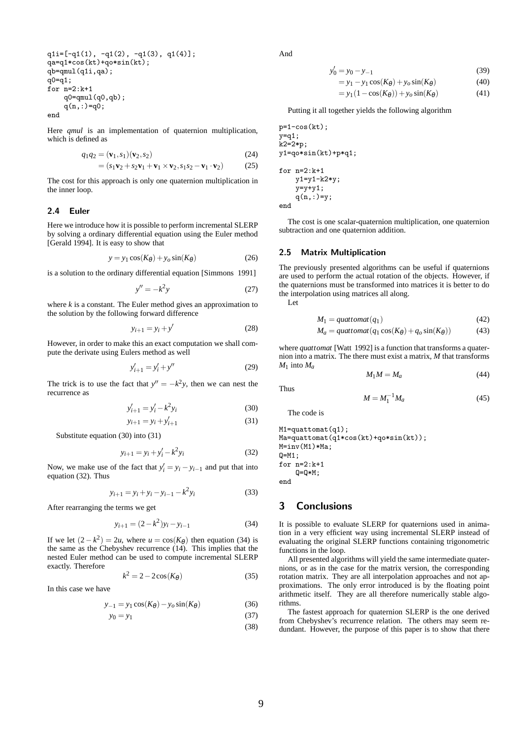```
q1i=[-q1(1), -q1(2), -q1(3), q1(4)];
qa=q1*cos(kt)+qo*sin(kt);
qb=qmul(q1i,qa);
q0=q1;
for n=2:k+1
    q0=qmul(q0,qb);
    q(n,:)=q0;
end
```

Here *qmul* is an implementation of quaternion multiplication, which is defined as

$$q_1 q_2 = (\mathbf{v}_1, s_1)(\mathbf{v}_2, s_2) \tag{24}$$

$$= (s_1\mathbf{v}_2 + s_2\mathbf{v}_1 + \mathbf{v}_1 \times \mathbf{v}_2, s_1 s_2 - \mathbf{v}_1 \cdot \mathbf{v}_2) \tag{25}$$

The cost for this approach is only one quaternion multiplication in the inner loop.

## 2.4 Euler

Here we introduce how it is possible to perform incremental SLERP by solving a ordinary differential equation using the Euler method [Gerald 1994]. It is easy to show that

$$y = y_1 \cos(K_\theta) + y_o \sin(K_\theta) \tag{26}$$

is a solution to the ordinary differential equation [Simmons 1991]

$$y'' = -k^2 y \tag{27}$$

where $k$ is a constant. The Euler method gives an approximation to the solution by the following forward difference

$$y_{i+1} = y_i + y' \tag{28}$$

However, in order to make this an exact computation we shall compute the derivate using Eulers method as well

$$y'_{i+1} = y'_i + y'' \tag{29}$$

The trick is to use the fact that $y'' = -k^2 y$, then we can nest the recurrence as

$$y'_{i+1} = y'_i - k^2 y_i \tag{30}$$

$$y_{i+1} = y_i + y'_{i+1} \tag{31}$$

Substitute equation (30) into (31)

$$y_{i+1} = y_i + y'_i - k^2 y_i \tag{32}$$

Now, we make use of the fact that $y'_i = y_i - y_{i-1}$ and put that into equation (32). Thus

$$y_{i+1} = y_i + y_i - y_{i-1} - k^2 y_i \tag{33}$$

After rearranging the terms we get

$$y_{i+1} = (2 - k^2) y_i - y_{i-1} \tag{34}$$

If we let $(2 - k^2) = 2u$, where $u = \cos(K_\theta)$ then equation (34) is the same as the Chebyshev recurrence (14). This implies that the nested Euler method can be used to compute incremental SLERP exactly. Therefore

$$k^2 = 2 - 2\cos(K_\theta) \tag{35}$$

In this case we have

$$y_{-1} = y_1 \cos(K_\theta) - y_o \sin(K_\theta) \tag{36}$$

$$y_0 = y_1 \tag{37}$$

$$\tag{38}$$

And

$$y'_0 = y_0 - y_{-1} \tag{39}$$

$$= y_1 - y_1 \cos(K_\theta) + y_o \sin(K_\theta) \tag{40}$$

$$= y_1(1 - \cos(K_\theta)) + y_o \sin(K_\theta) \tag{41}$$

Putting it all together yields the following algorithm

```
p=1-cos(kt);
y=q1;
k2=2*p;
y1=qo*sin(kt)+p*q1;

for n=2:k+1
    y1=y1-k2*y;
    y=y+y1;
    q(n,:)=y;
end
```

The cost is one scalar-quaternion multiplication, one quaternion subtraction and one quaternion addition.

## 2.5 Matrix Multiplication

The previously presented algorithms can be useful if quaternions are used to perform the actual rotation of the objects. However, if the quaternions must be transformed into matrices it is better to do the interpolation using matrices all along.

Let

$$M_1 = quattomat(q_1) \tag{42}$$

$$M_a = quattomat(q_1 \cos(K_\theta) + q_o \sin(K_\theta)) \tag{43}$$

where *quattomat* [Watt 1992] is a function that transforms a quaternion into a matrix. The there must exist a matrix, $M$ that transforms $M_1$ into $M_a$

$$M_1 M = M_a \tag{44}$$

Thus

$$M = M_1^{-1} M_a \tag{45}$$

The code is

```
M1=quattomat(q1);
Ma=quattomat(q1*cos(kt)+qo*sin(kt));
M=inv(M1)*Ma;
Q=M1;
for n=2:k+1
    Q=Q*M;
end
```

# 3 Conclusions

It is possible to evaluate SLERP for quaternions used in animation in a very efficient way using incremental SLERP instead of evaluating the original SLERP functions containing trigonometric functions in the loop.

All presented algorithms will yield the same intermediate quaternions, or as in the case for the matrix version, the corresponding rotation matrix. They are all interpolation approaches and not approximations. The only error introduced is by the floating point arithmetic itself. They are all therefore numerically stable algorithms.

The fastest approach for quaternion SLERP is the one derived from Chebyshev's recurrence relation. The others may seem redundant. However, the purpose of this paper is to show that there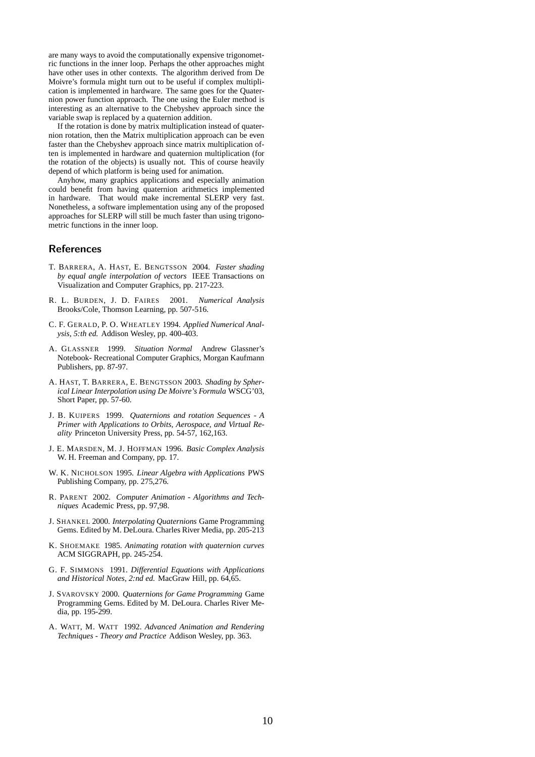are many ways to avoid the computationally expensive trigonometric functions in the inner loop. Perhaps the other approaches might have other uses in other contexts. The algorithm derived from De Moivre's formula might turn out to be useful if complex multiplication is implemented in hardware. The same goes for the Quaternion power function approach. The one using the Euler method is interesting as an alternative to the Chebyshev approach since the variable swap is replaced by a quaternion addition.

If the rotation is done by matrix multiplication instead of quaternion rotation, then the Matrix multiplication approach can be even faster than the Chebyshev approach since matrix multiplication often is implemented in hardware and quaternion multiplication (for the rotation of the objects) is usually not. This of course heavily depend of which platform is being used for animation.

Anyhow, many graphics applications and especially animation could benefit from having quaternion arithmetics implemented in hardware. That would make incremental SLERP very fast. Nonetheless, a software implementation using any of the proposed approaches for SLERP will still be much faster than using trigonometric functions in the inner loop.

## References

T. BARRERA, A. HAST, E. BENGTSSON 2004. *Faster shading by equal angle interpolation of vectors* IEEE Transactions on Visualization and Computer Graphics, pp. 217-223.

R. L. BURDEN, J. D. FAIRES 2001. *Numerical Analysis* Brooks/Cole, Thomson Learning, pp. 507-516.

C. F. GERALD, P. O. WHEATLEY 1994. *Applied Numerical Analysis, 5:th ed.* Addison Wesley, pp. 400-403.

A. GLASSNER 1999. *Situation Normal* Andrew Glassner's Notebook- Recreational Computer Graphics, Morgan Kaufmann Publishers, pp. 87-97.

A. HAST, T. BARRERA, E. BENGTSSON 2003. *Shading by Spherical Linear Interpolation using De Moivre's Formula* WSCG'03, Short Paper, pp. 57-60.

J. B. KUIPERS 1999. *Quaternions and rotation Sequences - A Primer with Applications to Orbits, Aerospace, and Virtual Reality* Princeton University Press, pp. 54-57, 162,163.

J. E. MARSDEN, M. J. HOFFMAN 1996. *Basic Complex Analysis* W. H. Freeman and Company, pp. 17.

W. K. NICHOLSON 1995. *Linear Algebra with Applications* PWS Publishing Company, pp. 275,276.

R. PARENT 2002. *Computer Animation - Algorithms and Techniques* Academic Press, pp. 97,98.

J. SHANKEL 2000. *Interpolating Quaternions* Game Programming Gems. Edited by M. DeLoura. Charles River Media, pp. 205-213

K. SHOEMAKE 1985. *Animating rotation with quaternion curves* ACM SIGGRAPH, pp. 245-254.

G. F. SIMMONS 1991. *Differential Equations with Applications and Historical Notes, 2:nd ed.* MacGraw Hill, pp. 64,65.

J. SVAROVSKY 2000. *Quaternions for Game Programming* Game Programming Gems. Edited by M. DeLoura. Charles River Media, pp. 195-299.

A. WATT, M. WATT 1992. *Advanced Animation and Rendering Techniques - Theory and Practice* Addison Wesley, pp. 363.